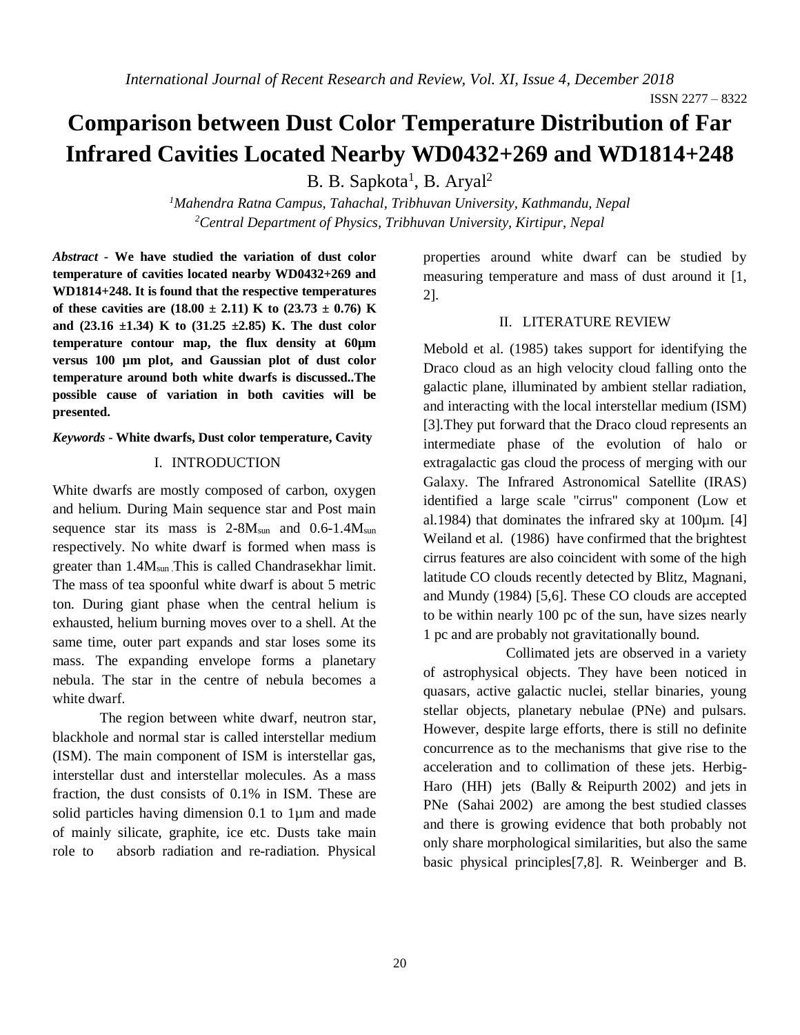# Comparison between Dust Color Temperature Distribution of Far Infrared Cavities Located Nearby WD0432+269 and WD1814+248

B. B. Sapkota[1], B. Aryal[2]

*[1]Mahendra Ratna Campus, Tahachal, Tribhuvan University, Kathmandu, Nepal*
*[2]Central Department of Physics, Tribhuvan University, Kirtipur, Nepal*

***Abstract*** **- We have studied the variation of dust color temperature of cavities located nearby WD0432+269 and WD1814+248. It is found that the respective temperatures of these cavities are (18.00 ± 2.11) K to (23.73 ± 0.76) K and (23.16 ±1.34) K to (31.25 ±2.85) K. The dust color temperature contour map, the flux density at 60µm versus 100 µm plot, and Gaussian plot of dust color temperature around both white dwarfs is discussed..The possible cause of variation in both cavities will be presented.**

***Keywords*** **- White dwarfs, Dust color temperature, Cavity**

## I. INTRODUCTION

White dwarfs are mostly composed of carbon, oxygen and helium. During Main sequence star and Post main sequence star its mass is 2-8$M_{sun}$ and 0.6-1.4$M_{sun}$ respectively. No white dwarf is formed when mass is greater than 1.4$M_{sun}$.This is called Chandrasekhar limit. The mass of tea spoonful white dwarf is about 5 metric ton. During giant phase when the central helium is exhausted, helium burning moves over to a shell. At the same time, outer part expands and star loses some its mass. The expanding envelope forms a planetary nebula. The star in the centre of nebula becomes a white dwarf.

The region between white dwarf, neutron star, blackhole and normal star is called interstellar medium (ISM). The main component of ISM is interstellar gas, interstellar dust and interstellar molecules. As a mass fraction, the dust consists of 0.1% in ISM. These are solid particles having dimension 0.1 to 1µm and made of mainly silicate, graphite, ice etc. Dusts take main role to absorb radiation and re-radiation. Physical properties around white dwarf can be studied by measuring temperature and mass of dust around it [1, 2].

## II. LITERATURE REVIEW

Mebold et al. (1985) takes support for identifying the Draco cloud as an high velocity cloud falling onto the galactic plane, illuminated by ambient stellar radiation, and interacting with the local interstellar medium (ISM) [3].They put forward that the Draco cloud represents an intermediate phase of the evolution of halo or extragalactic gas cloud the process of merging with our Galaxy. The Infrared Astronomical Satellite (IRAS) identified a large scale "cirrus" component (Low et al.1984) that dominates the infrared sky at 100µm. [4] Weiland et al. (1986) have confirmed that the brightest cirrus features are also coincident with some of the high latitude CO clouds recently detected by Blitz, Magnani, and Mundy (1984) [5,6]. These CO clouds are accepted to be within nearly 100 pc of the sun, have sizes nearly 1 pc and are probably not gravitationally bound.

Collimated jets are observed in a variety of astrophysical objects. They have been noticed in quasars, active galactic nuclei, stellar binaries, young stellar objects, planetary nebulae (PNe) and pulsars. However, despite large efforts, there is still no definite concurrence as to the mechanisms that give rise to the acceleration and to collimation of these jets. Herbig-Haro (HH) jets (Bally & Reipurth 2002) and jets in PNe (Sahai 2002) are among the best studied classes and there is growing evidence that both probably not only share morphological similarities, but also the same basic physical principles[7,8]. R. Weinberger and B.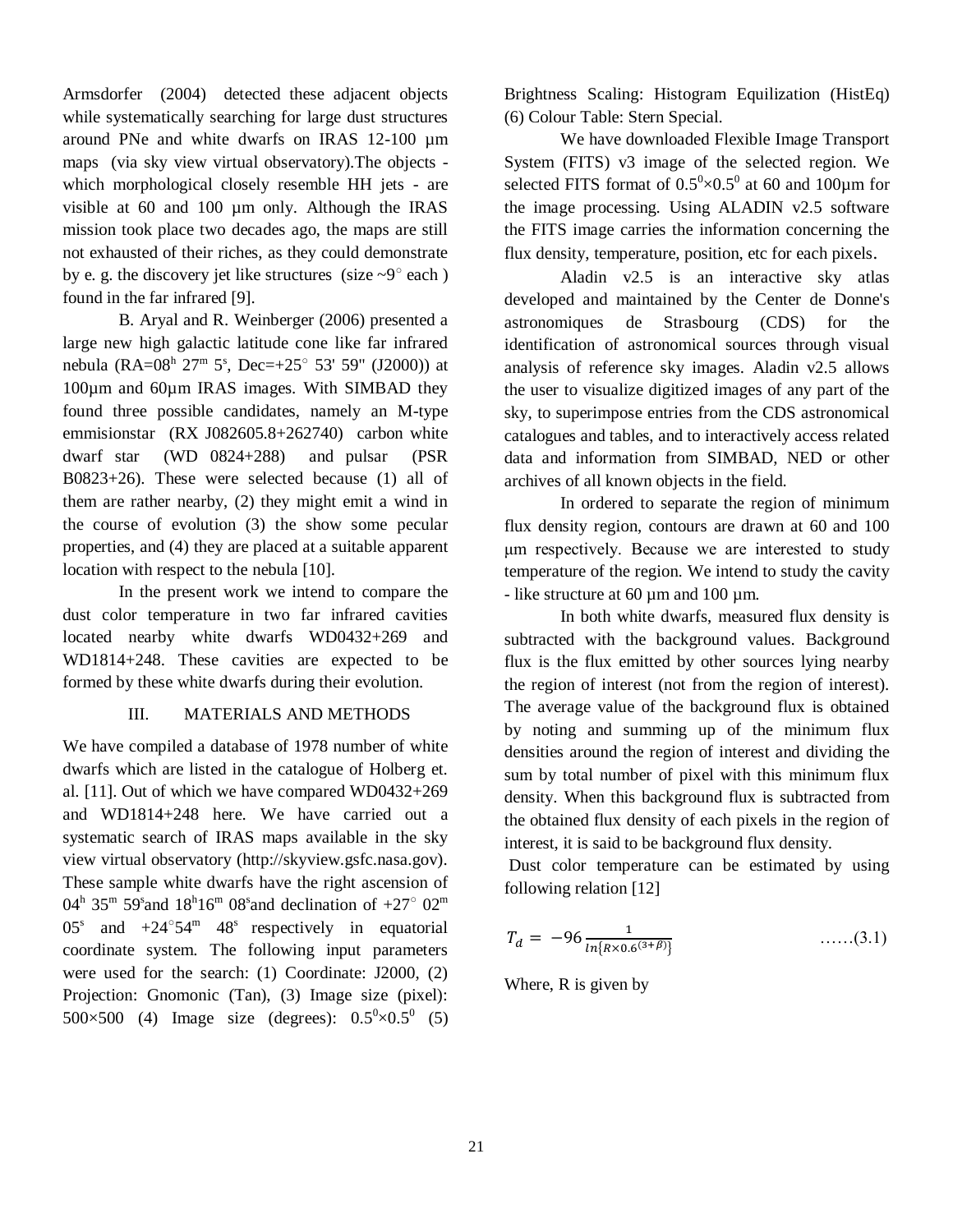Armsdorfer (2004) detected these adjacent objects while systematically searching for large dust structures around PNe and white dwarfs on IRAS 12-100 µm maps (via sky view virtual observatory).The objects - which morphological closely resemble HH jets - are visible at 60 and 100 µm only. Although the IRAS mission took place two decades ago, the maps are still not exhausted of their riches, as they could demonstrate by e. g. the discovery jet like structures (size ~9° each ) found in the far infrared [9].

B. Aryal and R. Weinberger (2006) presented a large new high galactic latitude cone like far infrared nebula (RA=08$^h$ 27$^m$ 5$^s$, Dec=+25° 53' 59" (J2000)) at 100µm and 60µm IRAS images. With SIMBAD they found three possible candidates, namely an M-type emmisionstar (RX J082605.8+262740) carbon white dwarf star (WD 0824+288) and pulsar (PSR B0823+26). These were selected because (1) all of them are rather nearby, (2) they might emit a wind in the course of evolution (3) the show some pecular properties, and (4) they are placed at a suitable apparent location with respect to the nebula [10].

In the present work we intend to compare the dust color temperature in two far infrared cavities located nearby white dwarfs WD0432+269 and WD1814+248. These cavities are expected to be formed by these white dwarfs during their evolution.

## III. MATERIALS AND METHODS

We have compiled a database of 1978 number of white dwarfs which are listed in the catalogue of Holberg et. al. [11]. Out of which we have compared WD0432+269 and WD1814+248 here. We have carried out a systematic search of IRAS maps available in the sky view virtual observatory (http://skyview.gsfc.nasa.gov). These sample white dwarfs have the right ascension of 04$^h$ 35$^m$ 59$^s$and 18$^h$16$^m$ 08$^s$and declination of +27° 02$^m$ 05$^s$ and +24°54$^m$ 48$^s$ respectively in equatorial coordinate system. The following input parameters were used for the search: (1) Coordinate: J2000, (2) Projection: Gnomonic (Tan), (3) Image size (pixel): 500×500 (4) Image size (degrees): 0.5$^0$×0.5$^0$ (5) Brightness Scaling: Histogram Equilization (HistEq) (6) Colour Table: Stern Special.

We have downloaded Flexible Image Transport System (FITS) v3 image of the selected region. We selected FITS format of 0.5$^0$×0.5$^0$ at 60 and 100µm for the image processing. Using ALADIN v2.5 software the FITS image carries the information concerning the flux density, temperature, position, etc for each pixels.

Aladin v2.5 is an interactive sky atlas developed and maintained by the Center de Donne's astronomiques de Strasbourg (CDS) for the identification of astronomical sources through visual analysis of reference sky images. Aladin v2.5 allows the user to visualize digitized images of any part of the sky, to superimpose entries from the CDS astronomical catalogues and tables, and to interactively access related data and information from SIMBAD, NED or other archives of all known objects in the field.

In ordered to separate the region of minimum flux density region, contours are drawn at 60 and 100 µm respectively. Because we are interested to study temperature of the region. We intend to study the cavity - like structure at 60 µm and 100 µm.

In both white dwarfs, measured flux density is subtracted with the background values. Background flux is the flux emitted by other sources lying nearby the region of interest (not from the region of interest). The average value of the background flux is obtained by noting and summing up of the minimum flux densities around the region of interest and dividing the sum by total number of pixel with this minimum flux density. When this background flux is subtracted from the obtained flux density of each pixels in the region of interest, it is said to be background flux density.

Dust color temperature can be estimated by using following relation [12]

$$T_d = -96 \frac{1}{ln\{R \times 0.6^{(3+\beta)}\}} \qquad ……(3.1)$$

Where, R is given by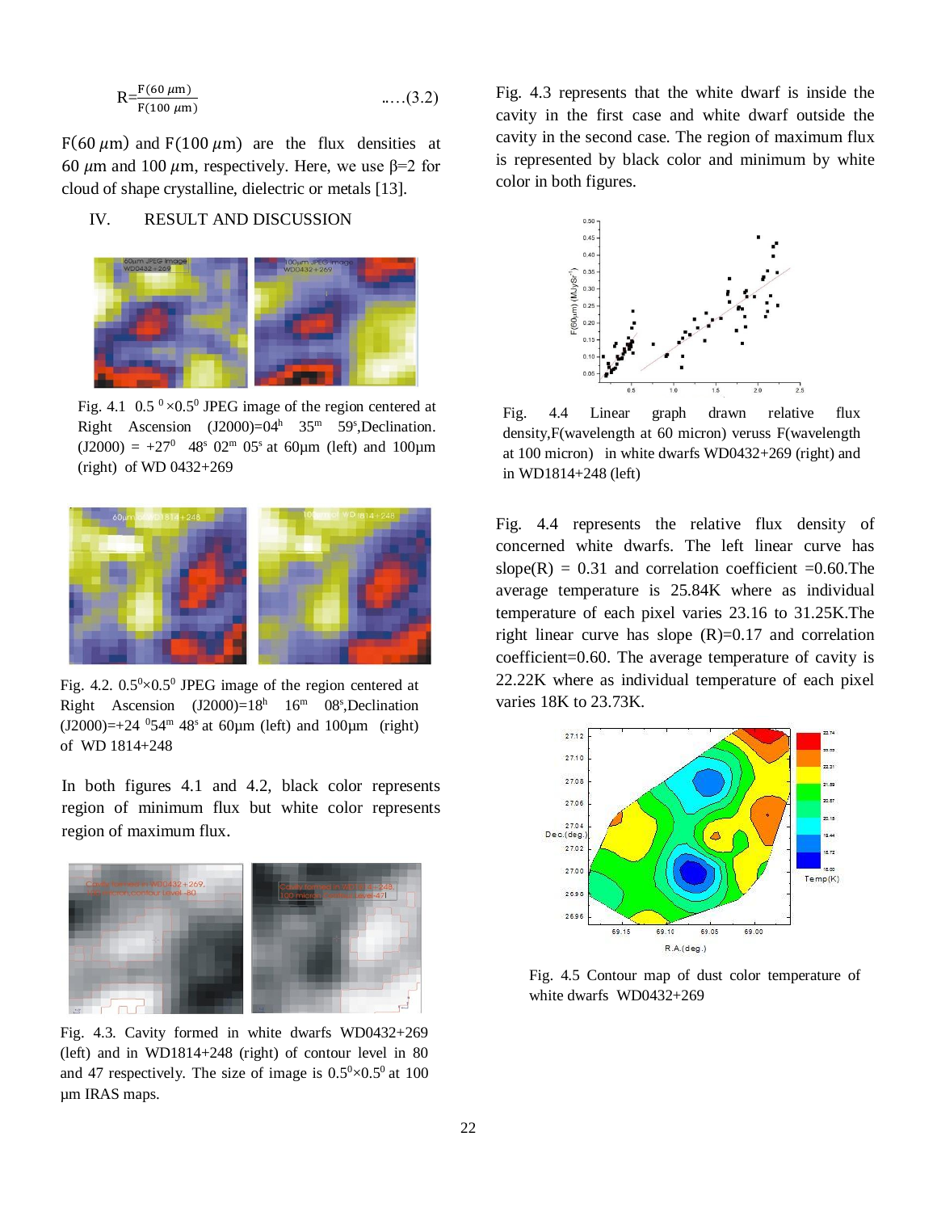$$R=\frac{F(60\ \mu m)}{F(100\ \mu m)} \quad .....(3.2)$$

$F(60\ \mu m)$ and $F(100\ \mu m)$ are the flux densities at 60 $\mu$m and 100 $\mu$m, respectively. Here, we use β=2 for cloud of shape crystalline, dielectric or metals [13].

## IV. RESULT AND DISCUSSION

Fig. 4.1 $0.5^0 \times 0.5^0$ JPEG image of the region centered at Right Ascension (J2000)=$04^h$ $35^m$ $59^s$,Declination. (J2000) = $+27^0$ $48^s$ $02^m$ $05^s$ at 60μm (left) and 100μm (right) of WD 0432+269

Fig. 4.2. $0.5^0 \times 0.5^0$ JPEG image of the region centered at Right Ascension (J2000)=$18^h$ $16^m$ $08^s$,Declination (J2000)=+24 $^0 54^m$ $48^s$ at 60μm (left) and 100μm (right) of WD 1814+248

In both figures 4.1 and 4.2, black color represents region of minimum flux but white color represents region of maximum flux.

Fig. 4.3. Cavity formed in white dwarfs WD0432+269 (left) and in WD1814+248 (right) of contour level in 80 and 47 respectively. The size of image is $0.5^0 \times 0.5^0$ at 100 μm IRAS maps.

Fig. 4.3 represents that the white dwarf is inside the cavity in the first case and white dwarf outside the cavity in the second case. The region of maximum flux is represented by black color and minimum by white color in both figures.

Fig. 4.4 Linear graph drawn relative flux density,F(wavelength at 60 micron) veruss F(wavelength at 100 micron) in white dwarfs WD0432+269 (right) and in WD1814+248 (left)

Fig. 4.4 represents the relative flux density of concerned white dwarfs. The left linear curve has slope(R) = 0.31 and correlation coefficient =0.60.The average temperature is 25.84K where as individual temperature of each pixel varies 23.16 to 31.25K.The right linear curve has slope (R)=0.17 and correlation coefficient=0.60. The average temperature of cavity is 22.22K where as individual temperature of each pixel varies 18K to 23.73K.

Fig. 4.5 Contour map of dust color temperature of white dwarfs WD0432+269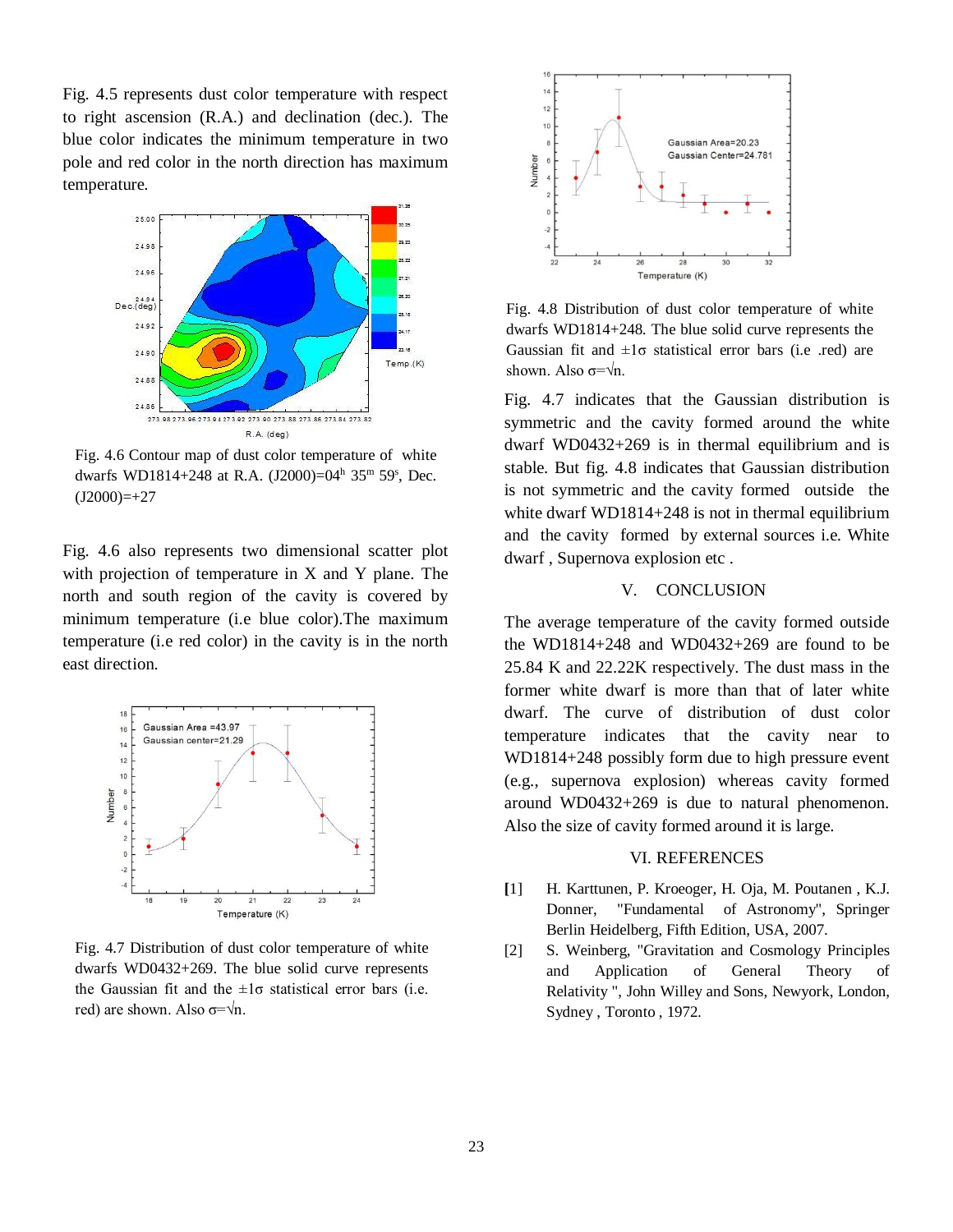Fig. 4.5 represents dust color temperature with respect to right ascension (R.A.) and declination (dec.). The blue color indicates the minimum temperature in two pole and red color in the north direction has maximum temperature.

Fig. 4.6 Contour map of dust color temperature of white dwarfs WD1814+248 at R.A. (J2000)=04$^h$ 35$^m$ 59$^s$, Dec. (J2000)=+27

Fig. 4.6 also represents two dimensional scatter plot with projection of temperature in X and Y plane. The north and south region of the cavity is covered by minimum temperature (i.e blue color).The maximum temperature (i.e red color) in the cavity is in the north east direction.

Fig. 4.7 Distribution of dust color temperature of white dwarfs WD0432+269. The blue solid curve represents the Gaussian fit and the $\pm 1\sigma$ statistical error bars (i.e. red) are shown. Also $\sigma=\sqrt{n}$.

Fig. 4.8 Distribution of dust color temperature of white dwarfs WD1814+248. The blue solid curve represents the Gaussian fit and $\pm 1\sigma$ statistical error bars (i.e .red) are shown. Also $\sigma=\sqrt{n}$.

Fig. 4.7 indicates that the Gaussian distribution is symmetric and the cavity formed around the white dwarf WD0432+269 is in thermal equilibrium and is stable. But fig. 4.8 indicates that Gaussian distribution is not symmetric and the cavity formed outside the white dwarf WD1814+248 is not in thermal equilibrium and the cavity formed by external sources i.e. White dwarf , Supernova explosion etc .

## V. CONCLUSION

The average temperature of the cavity formed outside the WD1814+248 and WD0432+269 are found to be 25.84 K and 22.22K respectively. The dust mass in the former white dwarf is more than that of later white dwarf. The curve of distribution of dust color temperature indicates that the cavity near to WD1814+248 possibly form due to high pressure event (e.g., supernova explosion) whereas cavity formed around WD0432+269 is due to natural phenomenon. Also the size of cavity formed around it is large.

## VI. REFERENCES

[1] H. Karttunen, P. Kroeoger, H. Oja, M. Poutanen , K.J. Donner, "Fundamental of Astronomy", Springer Berlin Heidelberg, Fifth Edition, USA, 2007.

[2] S. Weinberg, "Gravitation and Cosmology Principles and Application of General Theory of Relativity ", John Willey and Sons, Newyork, London, Sydney , Toronto , 1972.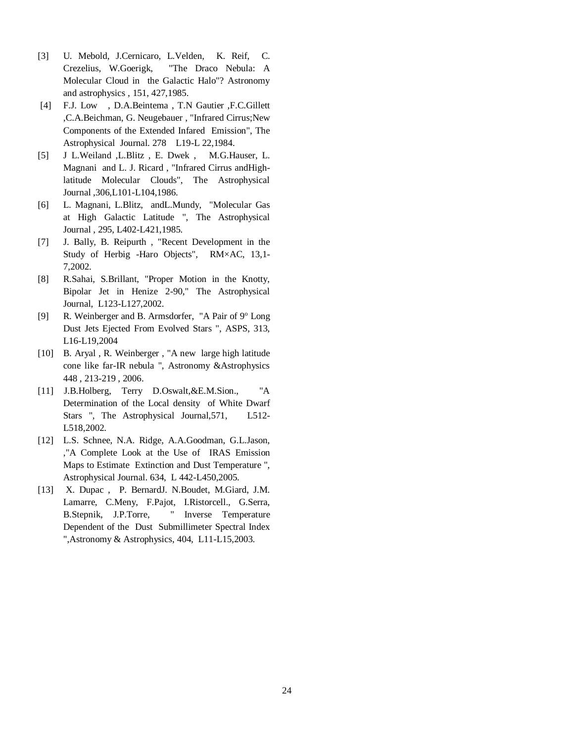[3] U. Mebold, J.Cernicaro, L.Velden, K. Reif, C. Crezelius, W.Goerigk, "The Draco Nebula: A Molecular Cloud in the Galactic Halo"? Astronomy and astrophysics , 151, 427,1985.

[4] F.J. Low , D.A.Beintema , T.N Gautier ,F.C.Gillett ,C.A.Beichman, G. Neugebauer , "Infrared Cirrus;New Components of the Extended Infared Emission", The Astrophysical Journal. 278 L19-L 22,1984.

[5] J L.Weiland ,L.Blitz , E. Dwek , M.G.Hauser, L. Magnani and L. J. Ricard , "Infrared Cirrus andHigh-latitude Molecular Clouds", The Astrophysical Journal ,306,L101-L104,1986.

[6] L. Magnani, L.Blitz, andL.Mundy, "Molecular Gas at High Galactic Latitude ", The Astrophysical Journal , 295, L402-L421,1985.

[7] J. Bally, B. Reipurth , "Recent Development in the Study of Herbig -Haro Objects", RM×AC, 13,1-7,2002.

[8] R.Sahai, S.Brillant, "Proper Motion in the Knotty, Bipolar Jet in Henize 2-90," The Astrophysical Journal, L123-L127,2002.

[9] R. Weinberger and B. Armsdorfer, "A Pair of 9º Long Dust Jets Ejected From Evolved Stars ", ASPS, 313, L16-L19,2004

[10] B. Aryal , R. Weinberger , "A new large high latitude cone like far-IR nebula ", Astronomy &Astrophysics 448 , 213-219 , 2006.

[11] J.B.Holberg, Terry D.Oswalt,&E.M.Sion., "A Determination of the Local density of White Dwarf Stars ", The Astrophysical Journal,571, L512-L518,2002.

[12] L.S. Schnee, N.A. Ridge, A.A.Goodman, G.L.Jason, ,"A Complete Look at the Use of IRAS Emission Maps to Estimate Extinction and Dust Temperature ", Astrophysical Journal. 634, L 442-L450,2005.

[13] X. Dupac , P. BernardJ. N.Boudet, M.Giard, J.M. Lamarre, C.Meny, F.Pajot, I.Ristorcell., G.Serra, B.Stepnik, J.P.Torre, " Inverse Temperature Dependent of the Dust Submillimeter Spectral Index ",Astronomy & Astrophysics, 404, L11-L15,2003.